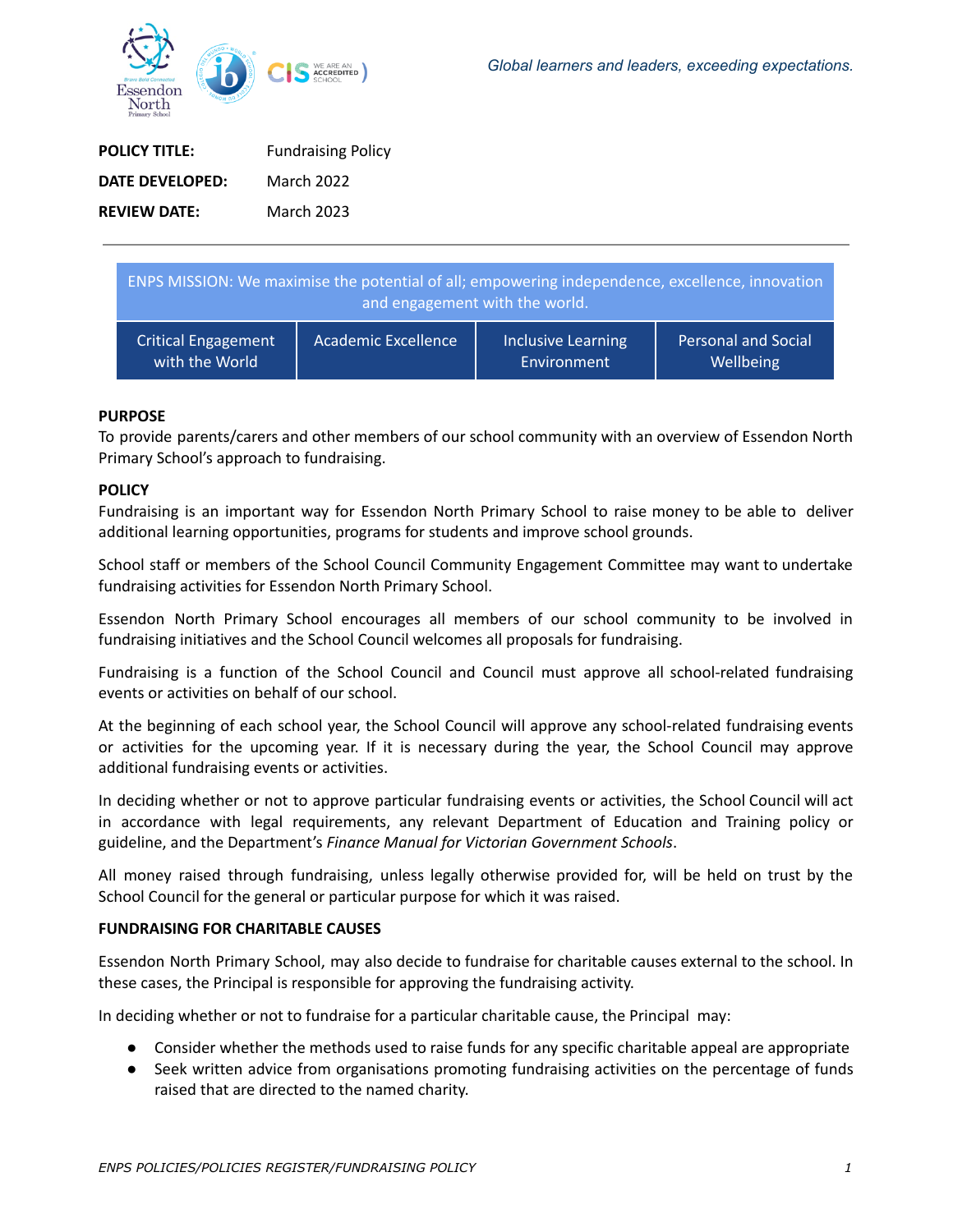*Global learners and leaders, exceeding expectations.*

| | |
|---|---|
| **POLICY TITLE:** | Fundraising Policy |
| **DATE DEVELOPED:** | March 2022 |
| **REVIEW DATE:** | March 2023 |

---

| ENPS MISSION: We maximise the potential of all; empowering independence, excellence, innovation and engagement with the world. | | | |
|---|---|---|---|
| Critical Engagement with the World | Academic Excellence | Inclusive Learning Environment | Personal and Social Wellbeing |

**PURPOSE**

To provide parents/carers and other members of our school community with an overview of Essendon North Primary School's approach to fundraising.

**POLICY**

Fundraising is an important way for Essendon North Primary School to raise money to be able to deliver additional learning opportunities, programs for students and improve school grounds.

School staff or members of the School Council Community Engagement Committee may want to undertake fundraising activities for Essendon North Primary School.

Essendon North Primary School encourages all members of our school community to be involved in fundraising initiatives and the School Council welcomes all proposals for fundraising.

Fundraising is a function of the School Council and Council must approve all school-related fundraising events or activities on behalf of our school.

At the beginning of each school year, the School Council will approve any school-related fundraising events or activities for the upcoming year. If it is necessary during the year, the School Council may approve additional fundraising events or activities.

In deciding whether or not to approve particular fundraising events or activities, the School Council will act in accordance with legal requirements, any relevant Department of Education and Training policy or guideline, and the Department's *Finance Manual for Victorian Government Schools*.

All money raised through fundraising, unless legally otherwise provided for, will be held on trust by the School Council for the general or particular purpose for which it was raised.

**FUNDRAISING FOR CHARITABLE CAUSES**

Essendon North Primary School, may also decide to fundraise for charitable causes external to the school. In these cases, the Principal is responsible for approving the fundraising activity.

In deciding whether or not to fundraise for a particular charitable cause, the Principal may:

- Consider whether the methods used to raise funds for any specific charitable appeal are appropriate
- Seek written advice from organisations promoting fundraising activities on the percentage of funds raised that are directed to the named charity.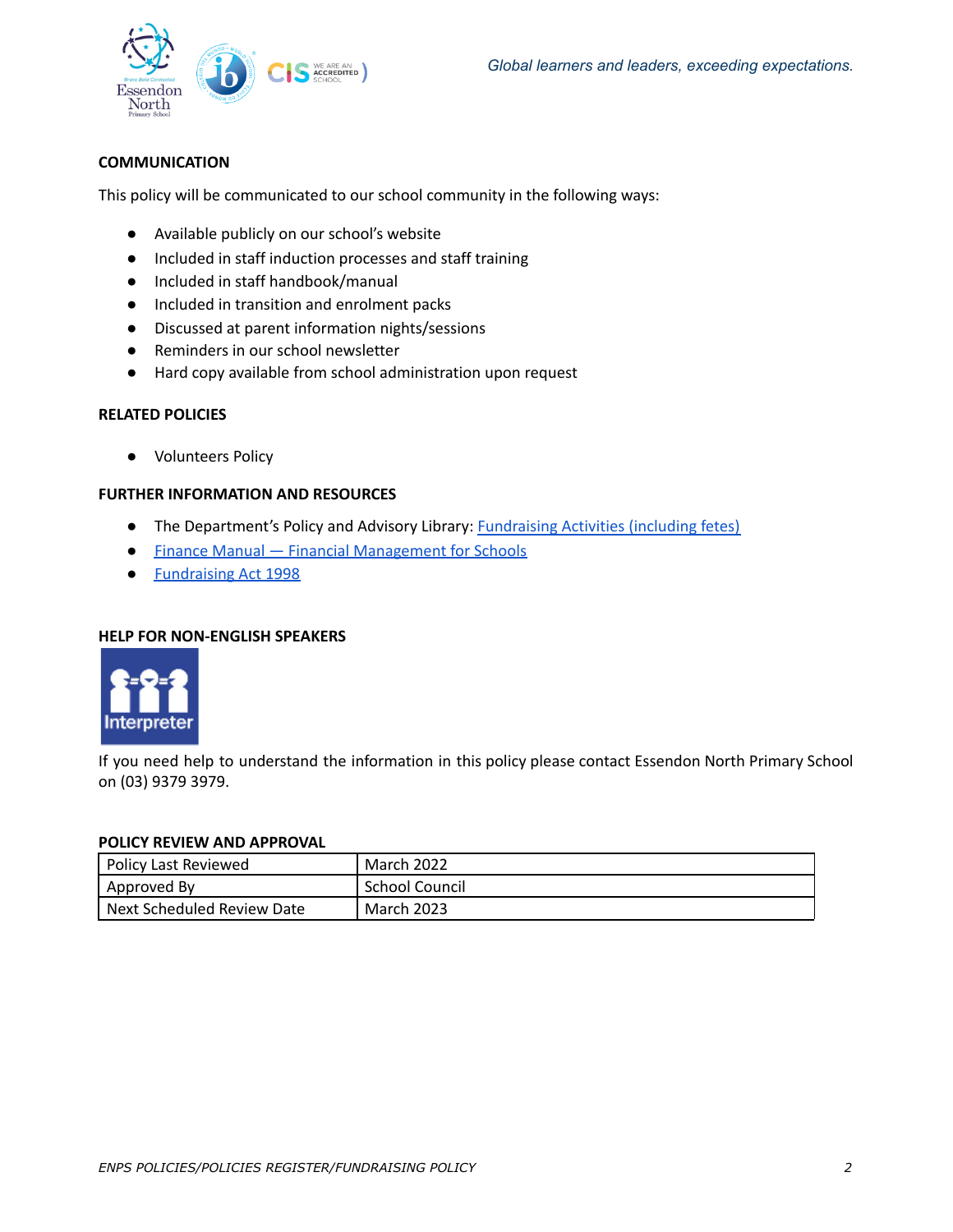## COMMUNICATION

This policy will be communicated to our school community in the following ways:

- Available publicly on our school's website
- Included in staff induction processes and staff training
- Included in staff handbook/manual
- Included in transition and enrolment packs
- Discussed at parent information nights/sessions
- Reminders in our school newsletter
- Hard copy available from school administration upon request

## RELATED POLICIES

- Volunteers Policy

## FURTHER INFORMATION AND RESOURCES

- The Department's Policy and Advisory Library: Fundraising Activities (including fetes)
- Finance Manual — Financial Management for Schools
- Fundraising Act 1998

## HELP FOR NON-ENGLISH SPEAKERS

Interpreter

If you need help to understand the information in this policy please contact Essendon North Primary School on (03) 9379 3979.

## POLICY REVIEW AND APPROVAL

| | |
|---|---|
| Policy Last Reviewed | March 2022 |
| Approved By | School Council |
| Next Scheduled Review Date | March 2023 |